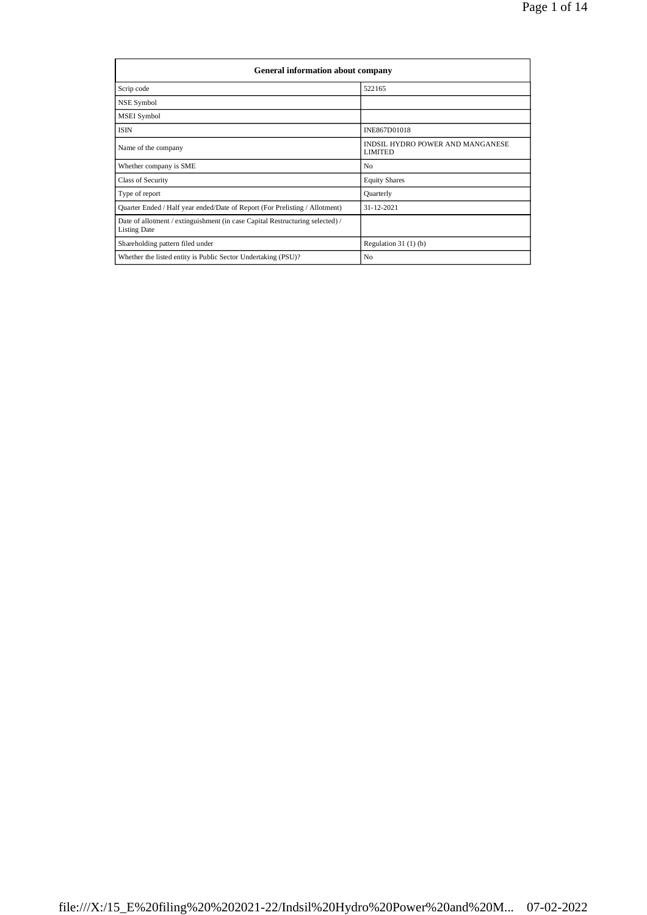| General information about company | |
|---|---|
| Scrip code | 522165 |
| NSE Symbol | |
| MSEI Symbol | |
| ISIN | INE867D01018 |
| Name of the company | INDSIL HYDRO POWER AND MANGANESE LIMITED |
| Whether company is SME | No |
| Class of Security | Equity Shares |
| Type of report | Quarterly |
| Quarter Ended / Half year ended/Date of Report (For Prelisting / Allotment) | 31-12-2021 |
| Date of allotment / extinguishment (in case Capital Restructuring selected) / Listing Date | |
| Shareholding pattern filed under | Regulation 31 (1) (b) |
| Whether the listed entity is Public Sector Undertaking (PSU)? | No |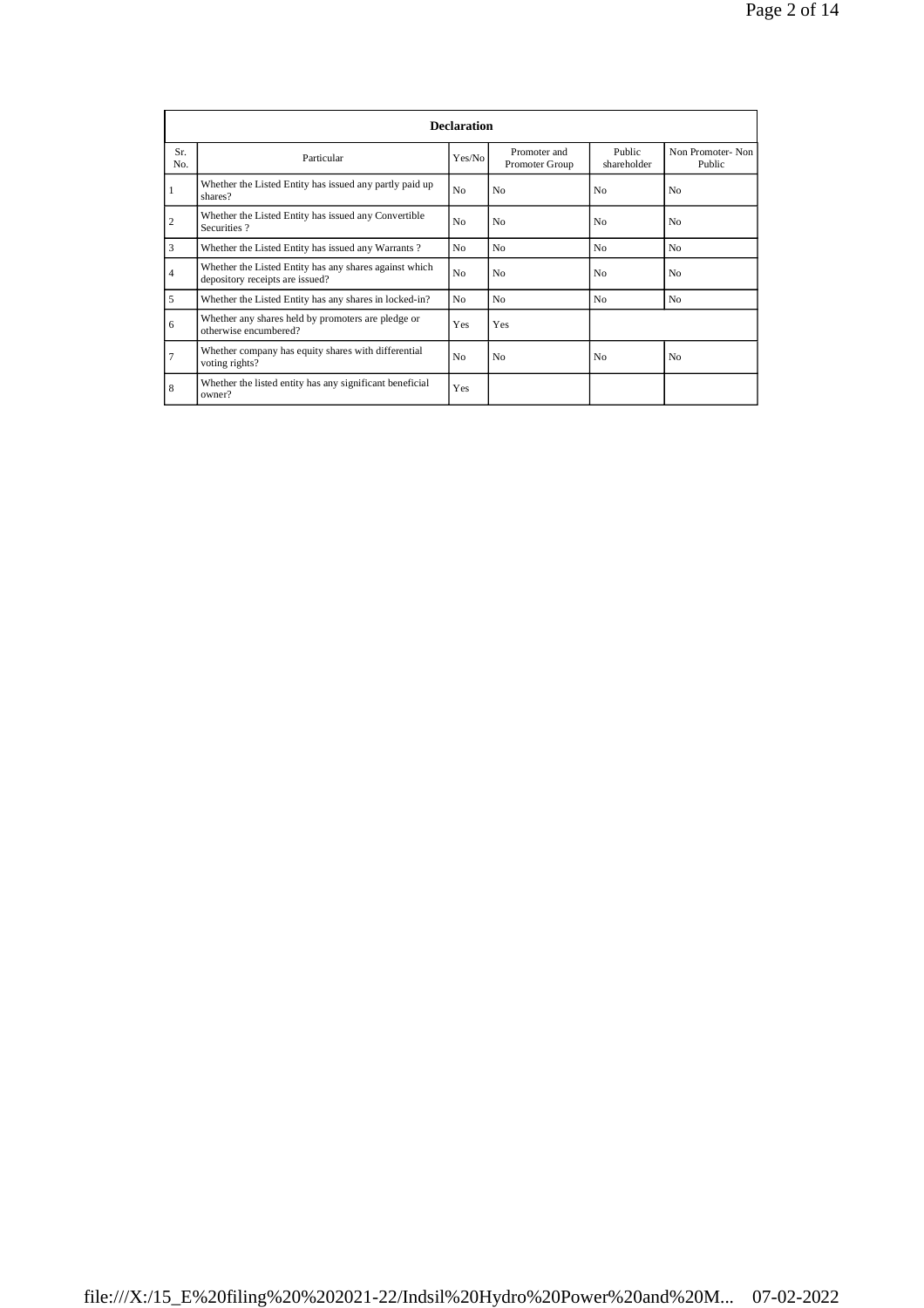| Declaration | | | | | |
|---|---|---|---|---|---|
| Sr. No. | Particular | Yes/No | Promoter and Promoter Group | Public shareholder | Non Promoter- Non Public |
| 1 | Whether the Listed Entity has issued any partly paid up shares? | No | No | No | No |
| 2 | Whether the Listed Entity has issued any Convertible Securities ? | No | No | No | No |
| 3 | Whether the Listed Entity has issued any Warrants ? | No | No | No | No |
| 4 | Whether the Listed Entity has any shares against which depository receipts are issued? | No | No | No | No |
| 5 | Whether the Listed Entity has any shares in locked-in? | No | No | No | No |
| 6 | Whether any shares held by promoters are pledge or otherwise encumbered? | Yes | Yes | | |
| 7 | Whether company has equity shares with differential voting rights? | No | No | No | No |
| 8 | Whether the listed entity has any significant beneficial owner? | Yes | | | |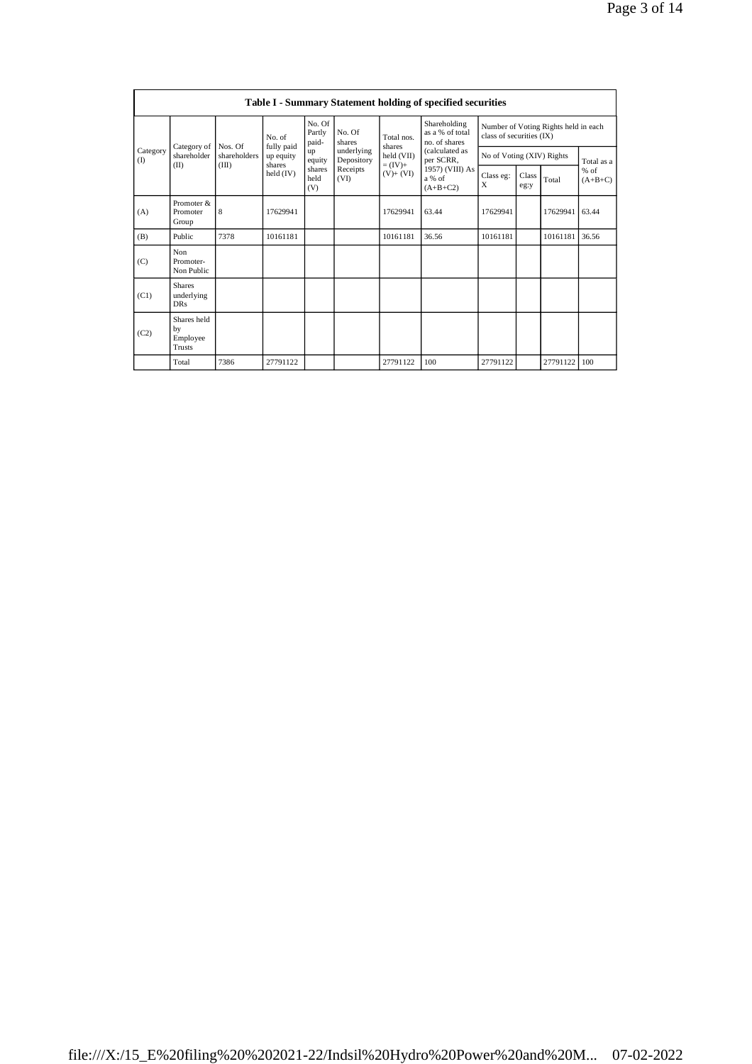| Table I - Summary Statement holding of specified securities | | | | | | | | | | | | |
|---|---|---|---|---|---|---|---|---|---|---|---|---|
| Category (I) | Category of shareholder (II) | Nos. Of shareholders (III) | No. of fully paid up equity shares held (IV) | No. Of Partly paid-up equity shares held (V) | No. Of shares underlying Depository Receipts (VI) | Total nos. shares held (VII) = (IV)+ (V)+ (VI) | Shareholding as a % of total no. of shares (calculated as per SCRR, 1957) (VIII) As a % of (A+B+C2) | Number of Voting Rights held in each class of securities (IX) | | | |
| | | | | | | | | No of Voting (XIV) Rights | | | Total as a % of (A+B+C) |
| | | | | | | | | Class eg: X | Class eg:y | Total | |
| (A) | Promoter & Promoter Group | 8 | 17629941 | | | 17629941 | 63.44 | 17629941 | | 17629941 | 63.44 |
| (B) | Public | 7378 | 10161181 | | | 10161181 | 36.56 | 10161181 | | 10161181 | 36.56 |
| (C) | Non Promoter- Non Public | | | | | | | | | | |
| (C1) | Shares underlying DRs | | | | | | | | | | |
| (C2) | Shares held by Employee Trusts | | | | | | | | | | |
| | Total | 7386 | 27791122 | | | 27791122 | 100 | 27791122 | | 27791122 | 100 |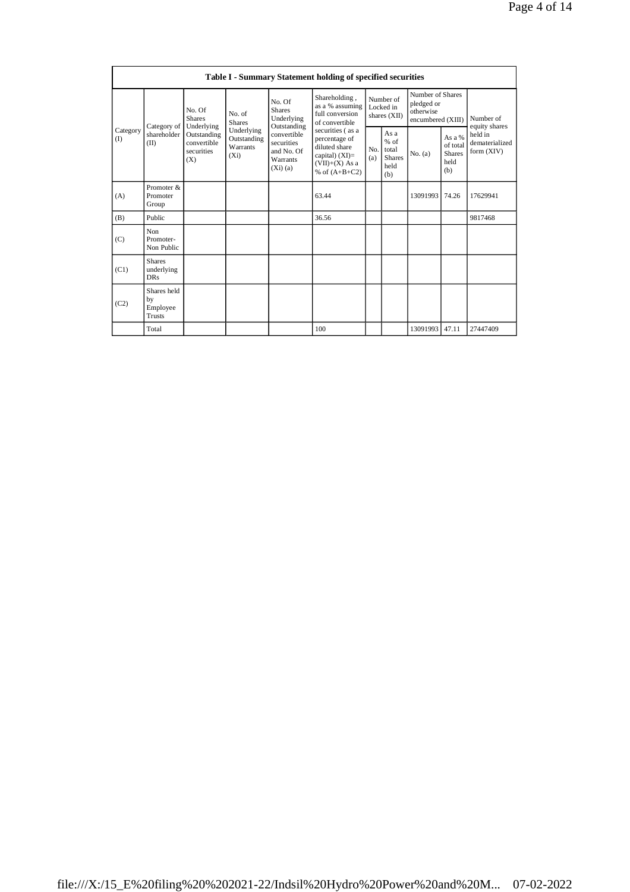| Table I - Summary Statement holding of specified securities | | | | | | | | | | |
|---|---|---|---|---|---|---|---|---|---|---|
| Category (I) | Category of shareholder (II) | No. Of Shares Underlying Outstanding convertible securities (X) | No. of Shares Underlying Outstanding Warrants (Xi) | No. Of Shares Underlying Outstanding convertible securities and No. Of Warrants (Xi) (a) | Shareholding , as a % assuming full conversion of convertible securities ( as a percentage of diluted share capital) (XI)= (VII)+(X) As a % of (A+B+C2) | Number of Locked in shares (XII) | | Number of Shares pledged or otherwise encumbered (XIII) | | Number of equity shares held in dematerialized form (XIV) |
| | | | | | | No. (a) | As a % of total Shares held (b) | No. (a) | As a % of total Shares held (b) | |
| (A) | Promoter & Promoter Group | | | | 63.44 | | | 13091993 | 74.26 | 17629941 |
| (B) | Public | | | | 36.56 | | | | | 9817468 |
| (C) | Non Promoter- Non Public | | | | | | | | | |
| (C1) | Shares underlying DRs | | | | | | | | | |
| (C2) | Shares held by Employee Trusts | | | | | | | | | |
| | Total | | | | 100 | | | 13091993 | 47.11 | 27447409 |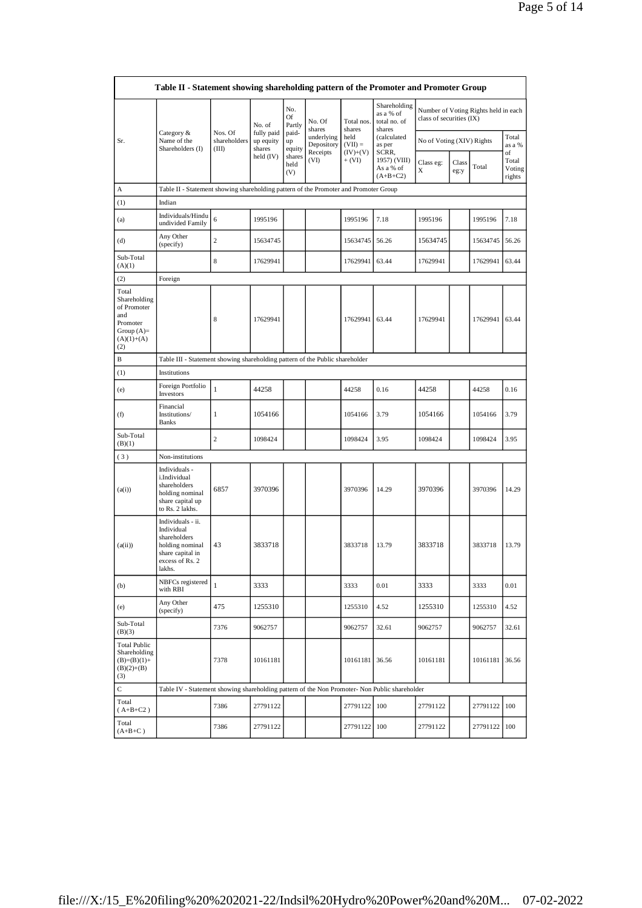| Table II - Statement showing shareholding pattern of the Promoter and Promoter Group | | | | | | | | | | | | |
|---|---|---|---|---|---|---|---|---|---|---|---|---|
| Sr. | Category & Name of the Shareholders (I) | Nos. Of shareholders (III) | No. of fully paid up equity shares held (IV) | No. Of Partly paid-up equity shares held (V) | No. Of shares underlying Depository Receipts (VI) | Total nos. shares held (VII) = (IV)+(V)+ (VI) | Shareholding as a % of total no. of shares (calculated as per SCRR, 1957) (VIII) As a % of (A+B+C2) | Number of Voting Rights held in each class of securities (IX) | | | | |
| | | | | | | | | No of Voting (XIV) Rights | | | Total as a % of Total Voting rights |
| | | | | | | | | Class eg: X | Class eg:y | Total | |
| A | Table II - Statement showing shareholding pattern of the Promoter and Promoter Group | | | | | | | | | | |
| (1) | Indian | | | | | | | | | | |
| (a) | Individuals/Hindu undivided Family | 6 | 1995196 | | | 1995196 | 7.18 | 1995196 | | 1995196 | 7.18 |
| (d) | Any Other (specify) | 2 | 15634745 | | | 15634745 | 56.26 | 15634745 | | 15634745 | 56.26 |
| Sub-Total (A)(1) | | 8 | 17629941 | | | 17629941 | 63.44 | 17629941 | | 17629941 | 63.44 |
| (2) | Foreign | | | | | | | | | | |
| Total Shareholding of Promoter and Promoter Group (A)= (A)(1)+(A)(2) | | 8 | 17629941 | | | 17629941 | 63.44 | 17629941 | | 17629941 | 63.44 |
| B | Table III - Statement showing shareholding pattern of the Public shareholder | | | | | | | | | | |
| (1) | Institutions | | | | | | | | | | |
| (e) | Foreign Portfolio Investors | 1 | 44258 | | | 44258 | 0.16 | 44258 | | 44258 | 0.16 |
| (f) | Financial Institutions/ Banks | 1 | 1054166 | | | 1054166 | 3.79 | 1054166 | | 1054166 | 3.79 |
| Sub-Total (B)(1) | | 2 | 1098424 | | | 1098424 | 3.95 | 1098424 | | 1098424 | 3.95 |
| (3) | Non-institutions | | | | | | | | | | |
| (a(i)) | Individuals - i.Individual shareholders holding nominal share capital up to Rs. 2 lakhs. | 6857 | 3970396 | | | 3970396 | 14.29 | 3970396 | | 3970396 | 14.29 |
| (a(ii)) | Individuals - ii. Individual shareholders holding nominal share capital in excess of Rs. 2 lakhs. | 43 | 3833718 | | | 3833718 | 13.79 | 3833718 | | 3833718 | 13.79 |
| (b) | NBFCs registered with RBI | 1 | 3333 | | | 3333 | 0.01 | 3333 | | 3333 | 0.01 |
| (e) | Any Other (specify) | 475 | 1255310 | | | 1255310 | 4.52 | 1255310 | | 1255310 | 4.52 |
| Sub-Total (B)(3) | | 7376 | 9062757 | | | 9062757 | 32.61 | 9062757 | | 9062757 | 32.61 |
| Total Public Shareholding (B)=(B)(1)+(B)(2)+(B)(3) | | 7378 | 10161181 | | | 10161181 | 36.56 | 10161181 | | 10161181 | 36.56 |
| C | Table IV - Statement showing shareholding pattern of the Non Promoter- Non Public shareholder | | | | | | | | | | |
| Total ( A+B+C2 ) | | 7386 | 27791122 | | | 27791122 | 100 | 27791122 | | 27791122 | 100 |
| Total (A+B+C ) | | 7386 | 27791122 | | | 27791122 | 100 | 27791122 | | 27791122 | 100 |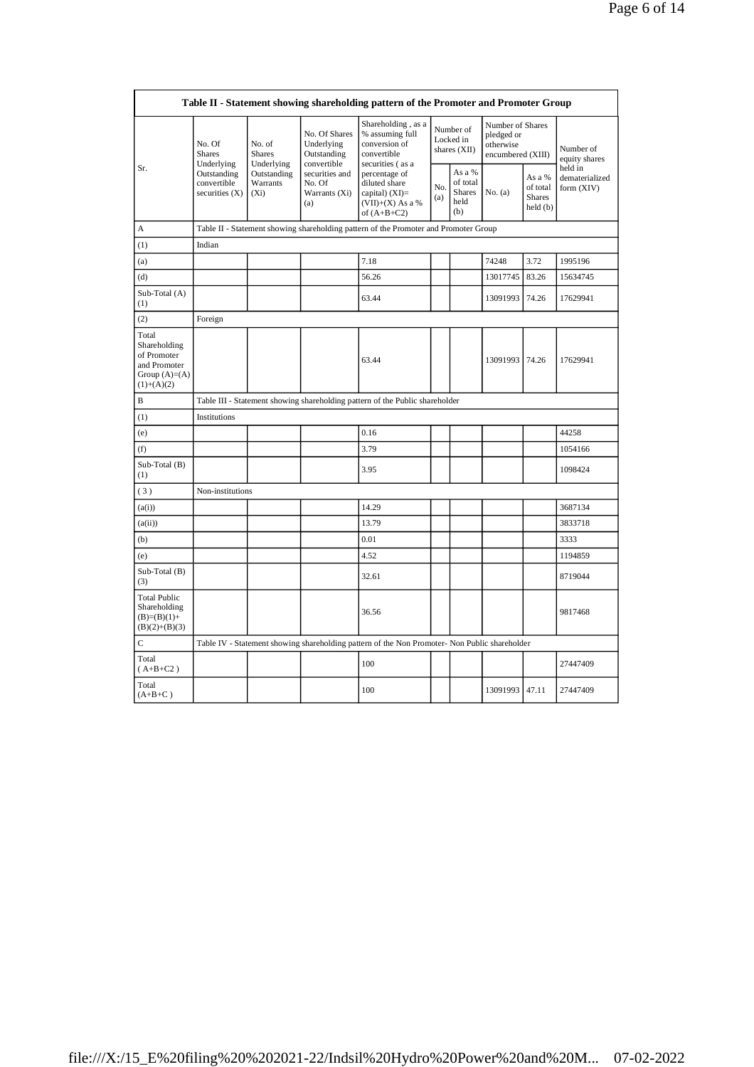| Table II - Statement showing shareholding pattern of the Promoter and Promoter Group | | | | | | | | | | |
|---|---|---|---|---|---|---|---|---|---|---|
| Sr. | No. Of Shares Underlying Outstanding convertible securities (X) | No. of Shares Underlying Outstanding Warrants (Xi) | No. Of Shares Underlying Outstanding convertible securities and No. Of Warrants (Xi) (a) | Shareholding , as a % assuming full conversion of convertible securities ( as a percentage of diluted share capital) (XI)= (VII)+(X) As a % of (A+B+C2) | Number of Locked in shares (XII) | | Number of Shares pledged or otherwise encumbered (XIII) | | Number of equity shares held in dematerialized form (XIV) |
| | | | | | No. (a) | As a % of total Shares held (b) | No. (a) | As a % of total Shares held (b) | |
| A | Table II - Statement showing shareholding pattern of the Promoter and Promoter Group | | | | | | | | |
| (1) | Indian | | | | | | | | |
| (a) | | | | 7.18 | | | 74248 | 3.72 | 1995196 |
| (d) | | | | 56.26 | | | 13017745 | 83.26 | 15634745 |
| Sub-Total (A) (1) | | | | 63.44 | | | 13091993 | 74.26 | 17629941 |
| (2) | Foreign | | | | | | | | |
| Total Shareholding of Promoter and Promoter Group (A)=(A)(1)+(A)(2) | | | | 63.44 | | | 13091993 | 74.26 | 17629941 |
| B | Table III - Statement showing shareholding pattern of the Public shareholder | | | | | | | | |
| (1) | Institutions | | | | | | | | |
| (e) | | | | 0.16 | | | | | 44258 |
| (f) | | | | 3.79 | | | | | 1054166 |
| Sub-Total (B) (1) | | | | 3.95 | | | | | 1098424 |
| ( 3 ) | Non-institutions | | | | | | | | |
| (a(i)) | | | | 14.29 | | | | | 3687134 |
| (a(ii)) | | | | 13.79 | | | | | 3833718 |
| (b) | | | | 0.01 | | | | | 3333 |
| (e) | | | | 4.52 | | | | | 1194859 |
| Sub-Total (B) (3) | | | | 32.61 | | | | | 8719044 |
| Total Public Shareholding (B)=(B)(1)+(B)(2)+(B)(3) | | | | 36.56 | | | | | 9817468 |
| C | Table IV - Statement showing shareholding pattern of the Non Promoter- Non Public shareholder | | | | | | | | |
| Total ( A+B+C2 ) | | | | 100 | | | | | 27447409 |
| Total (A+B+C ) | | | | 100 | | | 13091993 | 47.11 | 27447409 |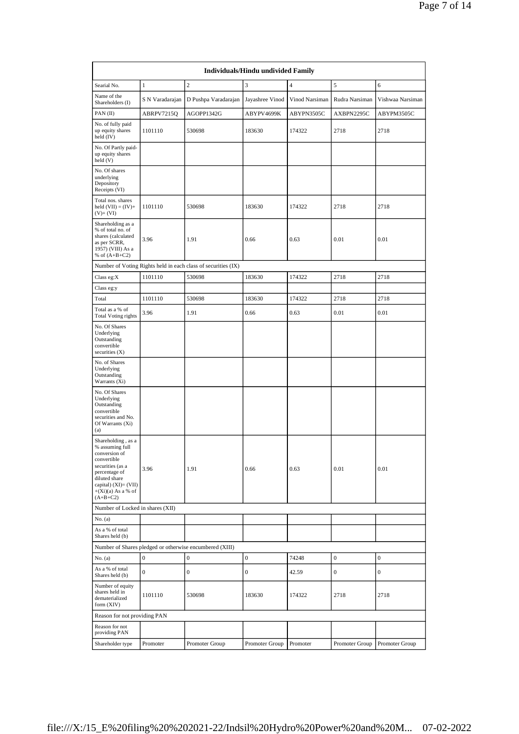| Individuals/Hindu undivided Family | | | | | | |
|---|---|---|---|---|---|---|
| Searial No. | 1 | 2 | 3 | 4 | 5 | 6 |
| Name of the Shareholders (I) | S N Varadarajan | D Pushpa Varadarajan | Jayashree Vinod | Vinod Narsiman | Rudra Narsiman | Vishwaa Narsiman |
| PAN (II) | ABRPV7215Q | AGOPP1342G | ABYPV4699K | ABYPN3505C | AXBPN2295C | ABYPM3505C |
| No. of fully paid up equity shares held (IV) | 1101110 | 530698 | 183630 | 174322 | 2718 | 2718 |
| No. Of Partly paid-up equity shares held (V) | | | | | | |
| No. Of shares underlying Depository Receipts (VI) | | | | | | |
| Total nos. shares held (VII) = (IV)+ (V)+ (VI) | 1101110 | 530698 | 183630 | 174322 | 2718 | 2718 |
| Shareholding as a % of total no. of shares (calculated as per SCRR, 1957) (VIII) As a % of (A+B+C2) | 3.96 | 1.91 | 0.66 | 0.63 | 0.01 | 0.01 |
| Number of Voting Rights held in each class of securities (IX) | | | | | | |
| Class eg:X | 1101110 | 530698 | 183630 | 174322 | 2718 | 2718 |
| Class eg:y | | | | | | |
| Total | 1101110 | 530698 | 183630 | 174322 | 2718 | 2718 |
| Total as a % of Total Voting rights | 3.96 | 1.91 | 0.66 | 0.63 | 0.01 | 0.01 |
| No. Of Shares Underlying Outstanding convertible securities (X) | | | | | | |
| No. of Shares Underlying Outstanding Warrants (Xi) | | | | | | |
| No. Of Shares Underlying Outstanding convertible securities and No. Of Warrants (Xi) (a) | | | | | | |
| Shareholding , as a % assuming full conversion of convertible securities (as a percentage of diluted share capital) (XI)= (VII)+(Xi)(a) As a % of (A+B+C2) | 3.96 | 1.91 | 0.66 | 0.63 | 0.01 | 0.01 |
| Number of Locked in shares (XII) | | | | | | |
| No. (a) | | | | | | |
| As a % of total Shares held (b) | | | | | | |
| Number of Shares pledged or otherwise encumbered (XIII) | | | | | | |
| No. (a) | 0 | 0 | 0 | 74248 | 0 | 0 |
| As a % of total Shares held (b) | 0 | 0 | 0 | 42.59 | 0 | 0 |
| Number of equity shares held in dematerialized form (XIV) | 1101110 | 530698 | 183630 | 174322 | 2718 | 2718 |
| Reason for not providing PAN | | | | | | |
| Reason for not providing PAN | | | | | | |
| Shareholder type | Promoter | Promoter Group | Promoter Group | Promoter | Promoter Group | Promoter Group |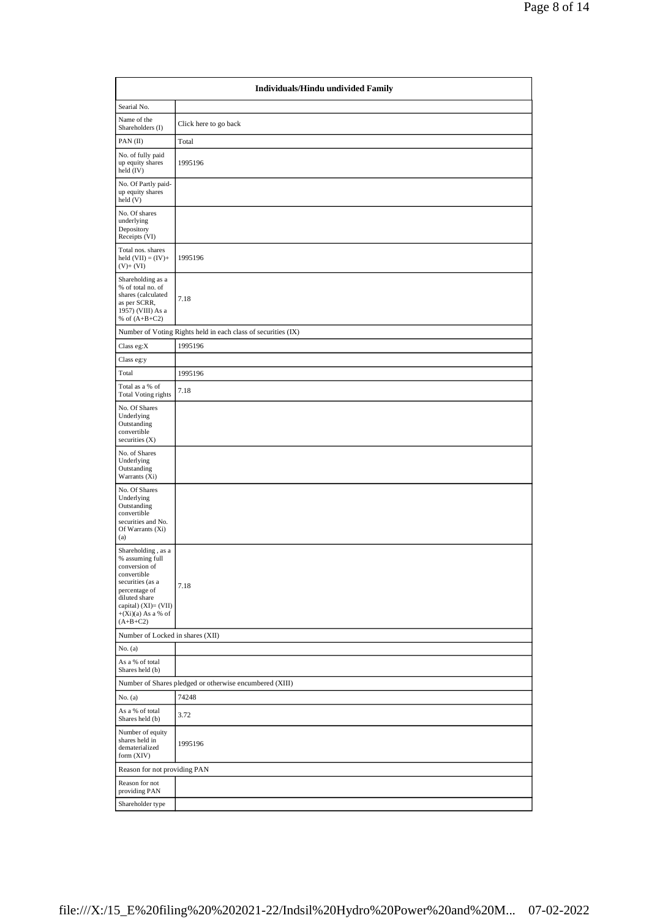| Individuals/Hindu undivided Family | |
|---|---|
| Searial No. | |
| Name of the Shareholders (I) | Click here to go back |
| PAN (II) | Total |
| No. of fully paid up equity shares held (IV) | 1995196 |
| No. Of Partly paid-up equity shares held (V) | |
| No. Of shares underlying Depository Receipts (VI) | |
| Total nos. shares held (VII) = (IV)+ (V)+ (VI) | 1995196 |
| Shareholding as a % of total no. of shares (calculated as per SCRR, 1957) (VIII) As a % of (A+B+C2) | 7.18 |
| Number of Voting Rights held in each class of securities (IX) | |
| Class eg:X | 1995196 |
| Class eg:y | |
| Total | 1995196 |
| Total as a % of Total Voting rights | 7.18 |
| No. Of Shares Underlying Outstanding convertible securities (X) | |
| No. of Shares Underlying Outstanding Warrants (Xi) | |
| No. Of Shares Underlying Outstanding convertible securities and No. Of Warrants (Xi) (a) | |
| Shareholding , as a % assuming full conversion of convertible securities (as a percentage of diluted share capital) (XI)= (VII)+(Xi)(a) As a % of (A+B+C2) | 7.18 |
| Number of Locked in shares (XII) | |
| No. (a) | |
| As a % of total Shares held (b) | |
| Number of Shares pledged or otherwise encumbered (XIII) | |
| No. (a) | 74248 |
| As a % of total Shares held (b) | 3.72 |
| Number of equity shares held in dematerialized form (XIV) | 1995196 |
| Reason for not providing PAN | |
| Reason for not providing PAN | |
| Shareholder type | |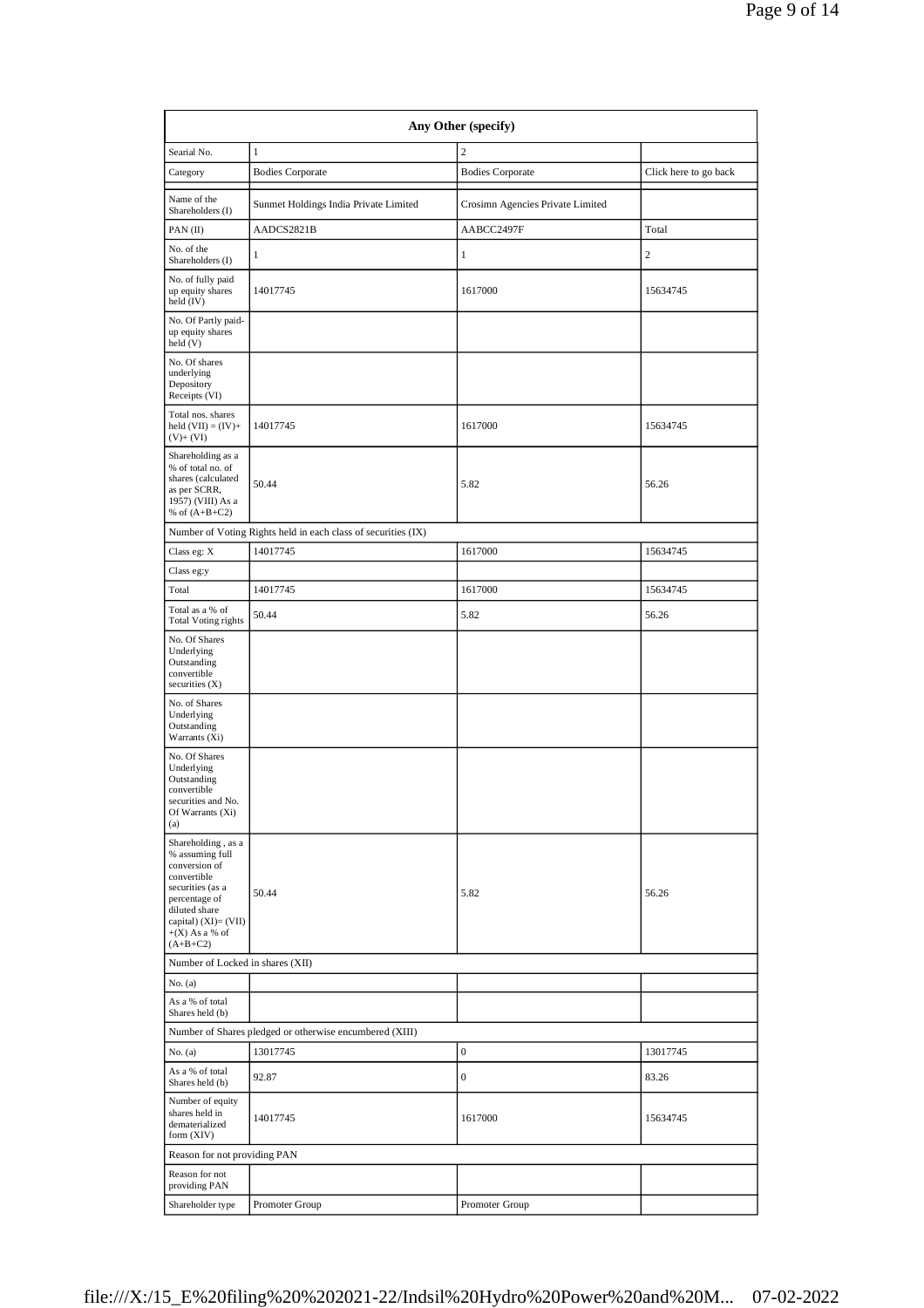| Any Other (specify) | | | |
|---|---|---|---|
| Searial No. | 1 | 2 | |
| Category | Bodies Corporate | Bodies Corporate | Click here to go back |
| Name of the Shareholders (I) | Sunmet Holdings India Private Limited | Crosimn Agencies Private Limited | |
| PAN (II) | AADCS2821B | AABCC2497F | Total |
| No. of the Shareholders (I) | 1 | 1 | 2 |
| No. of fully paid up equity shares held (IV) | 14017745 | 1617000 | 15634745 |
| No. Of Partly paid-up equity shares held (V) | | | |
| No. Of shares underlying Depository Receipts (VI) | | | |
| Total nos. shares held (VII) = (IV)+ (V)+ (VI) | 14017745 | 1617000 | 15634745 |
| Shareholding as a % of total no. of shares (calculated as per SCRR, 1957) (VIII) As a % of (A+B+C2) | 50.44 | 5.82 | 56.26 |
| Number of Voting Rights held in each class of securities (IX) | | | |
| Class eg: X | 14017745 | 1617000 | 15634745 |
| Class eg:y | | | |
| Total | 14017745 | 1617000 | 15634745 |
| Total as a % of Total Voting rights | 50.44 | 5.82 | 56.26 |
| No. Of Shares Underlying Outstanding convertible securities (X) | | | |
| No. of Shares Underlying Outstanding Warrants (Xi) | | | |
| No. Of Shares Underlying Outstanding convertible securities and No. Of Warrants (Xi) (a) | | | |
| Shareholding , as a % assuming full conversion of convertible securities (as a percentage of diluted share capital) (XI)= (VII) +(X) As a % of (A+B+C2) | 50.44 | 5.82 | 56.26 |
| Number of Locked in shares (XII) | | | |
| No. (a) | | | |
| As a % of total Shares held (b) | | | |
| Number of Shares pledged or otherwise encumbered (XIII) | | | |
| No. (a) | 13017745 | 0 | 13017745 |
| As a % of total Shares held (b) | 92.87 | 0 | 83.26 |
| Number of equity shares held in dematerialized form (XIV) | 14017745 | 1617000 | 15634745 |
| Reason for not providing PAN | | | |
| Reason for not providing PAN | | | |
| Shareholder type | Promoter Group | Promoter Group | |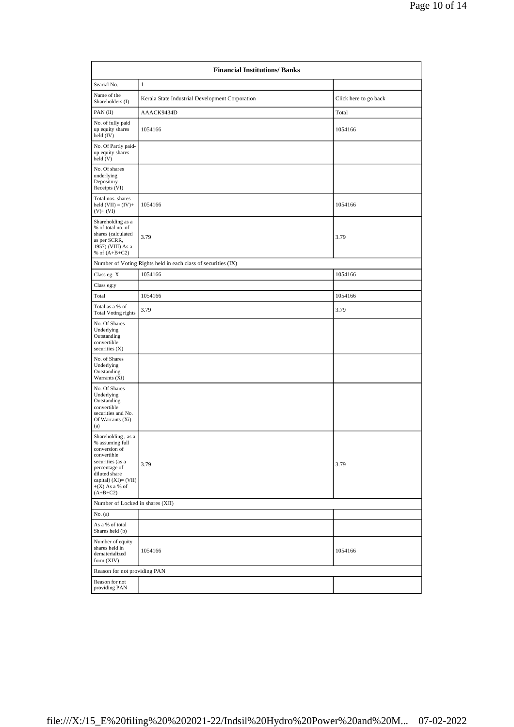| Financial Institutions/ Banks | | |
|---|---|---|
| Searial No. | 1 | |
| Name of the Shareholders (I) | Kerala State Industrial Development Corporation | Click here to go back |
| PAN (II) | AAACK9434D | Total |
| No. of fully paid up equity shares held (IV) | 1054166 | 1054166 |
| No. Of Partly paid-up equity shares held (V) | | |
| No. Of shares underlying Depository Receipts (VI) | | |
| Total nos. shares held (VII) = (IV)+ (V)+ (VI) | 1054166 | 1054166 |
| Shareholding as a % of total no. of shares (calculated as per SCRR, 1957) (VIII) As a % of (A+B+C2) | 3.79 | 3.79 |
| Number of Voting Rights held in each class of securities (IX) | | |
| Class eg: X | 1054166 | 1054166 |
| Class eg:y | | |
| Total | 1054166 | 1054166 |
| Total as a % of Total Voting rights | 3.79 | 3.79 |
| No. Of Shares Underlying Outstanding convertible securities (X) | | |
| No. of Shares Underlying Outstanding Warrants (Xi) | | |
| No. Of Shares Underlying Outstanding convertible securities and No. Of Warrants (Xi) (a) | | |
| Shareholding , as a % assuming full conversion of convertible securities (as a percentage of diluted share capital) (XI)= (VII) +(X) As a % of (A+B+C2) | 3.79 | 3.79 |
| Number of Locked in shares (XII) | | |
| No. (a) | | |
| As a % of total Shares held (b) | | |
| Number of equity shares held in dematerialized form (XIV) | 1054166 | 1054166 |
| Reason for not providing PAN | | |
| Reason for not providing PAN | | |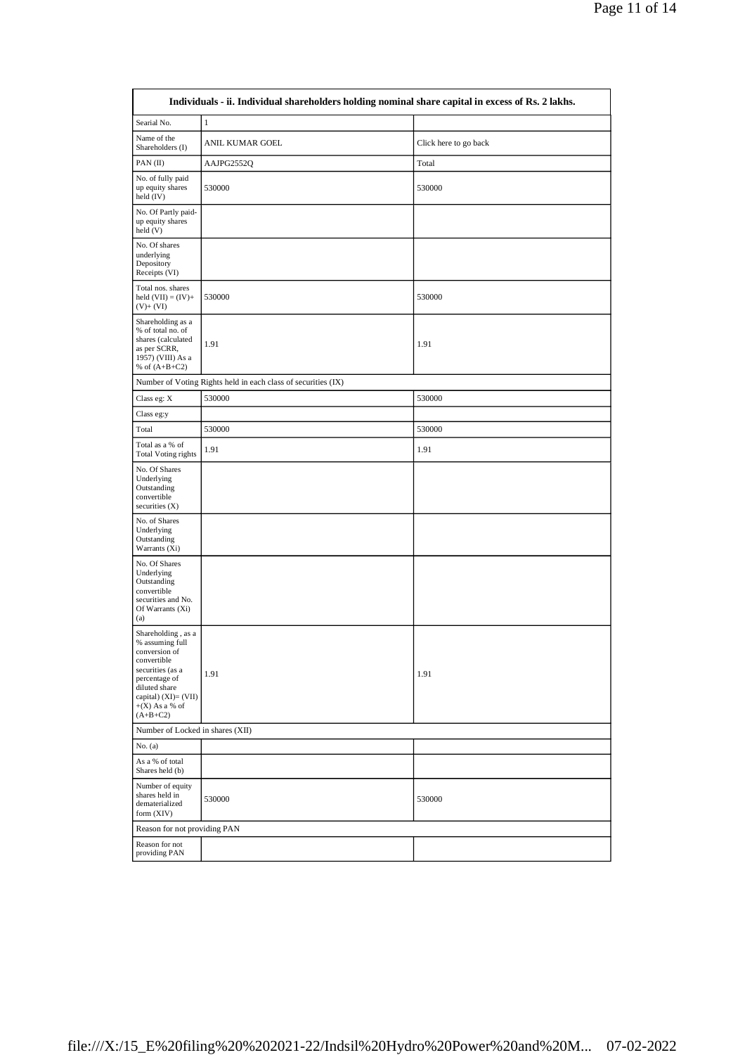| Individuals - ii. Individual shareholders holding nominal share capital in excess of Rs. 2 lakhs. | | |
|---|---|---|
| Searial No. | 1 | |
| Name of the Shareholders (I) | ANIL KUMAR GOEL | Click here to go back |
| PAN (II) | AAJPG2552Q | Total |
| No. of fully paid up equity shares held (IV) | 530000 | 530000 |
| No. Of Partly paid-up equity shares held (V) | | |
| No. Of shares underlying Depository Receipts (VI) | | |
| Total nos. shares held (VII) = (IV)+(V)+ (VI) | 530000 | 530000 |
| Shareholding as a % of total no. of shares (calculated as per SCRR, 1957) (VIII) As a % of (A+B+C2) | 1.91 | 1.91 |
| Number of Voting Rights held in each class of securities (IX) | | |
| Class eg: X | 530000 | 530000 |
| Class eg:y | | |
| Total | 530000 | 530000 |
| Total as a % of Total Voting rights | 1.91 | 1.91 |
| No. Of Shares Underlying Outstanding convertible securities (X) | | |
| No. of Shares Underlying Outstanding Warrants (Xi) | | |
| No. Of Shares Underlying Outstanding convertible securities and No. Of Warrants (Xi) (a) | | |
| Shareholding , as a % assuming full conversion of convertible securities (as a percentage of diluted share capital) (XI)= (VII)+(X) As a % of (A+B+C2) | 1.91 | 1.91 |
| Number of Locked in shares (XII) | | |
| No. (a) | | |
| As a % of total Shares held (b) | | |
| Number of equity shares held in dematerialized form (XIV) | 530000 | 530000 |
| Reason for not providing PAN | | |
| Reason for not providing PAN | | |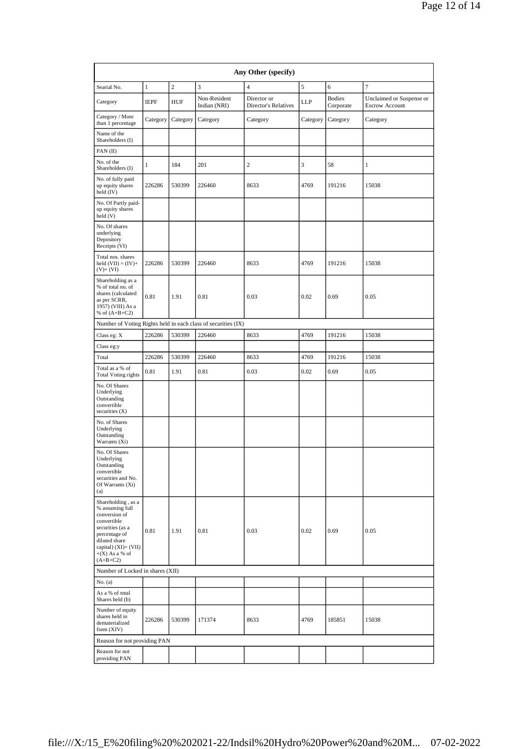| Any Other (specify) | | | | | | | |
|---|---|---|---|---|---|---|---|
| Searial No. | 1 | 2 | 3 | 4 | 5 | 6 | 7 |
| Category | IEPF | HUF | Non-Resident Indian (NRI) | Director or Director's Relatives | LLP | Bodies Corporate | Unclaimed or Suspense or Escrow Account |
| Category / More than 1 percentage | Category | Category | Category | Category | Category | Category | Category |
| Name of the Shareholders (I) | | | | | | | |
| PAN (II) | | | | | | | |
| No. of the Shareholders (I) | 1 | 184 | 201 | 2 | 3 | 58 | 1 |
| No. of fully paid up equity shares held (IV) | 226286 | 530399 | 226460 | 8633 | 4769 | 191216 | 15038 |
| No. Of Partly paid-up equity shares held (V) | | | | | | | |
| No. Of shares underlying Depository Receipts (VI) | | | | | | | |
| Total nos. shares held (VII) = (IV)+(V)+ (VI) | 226286 | 530399 | 226460 | 8633 | 4769 | 191216 | 15038 |
| Shareholding as a % of total no. of shares (calculated as per SCRR, 1957) (VIII) As a % of (A+B+C2) | 0.81 | 1.91 | 0.81 | 0.03 | 0.02 | 0.69 | 0.05 |
| Number of Voting Rights held in each class of securities (IX) | | | | | | | |
| Class eg: X | 226286 | 530399 | 226460 | 8633 | 4769 | 191216 | 15038 |
| Class eg:y | | | | | | | |
| Total | 226286 | 530399 | 226460 | 8633 | 4769 | 191216 | 15038 |
| Total as a % of Total Voting rights | 0.81 | 1.91 | 0.81 | 0.03 | 0.02 | 0.69 | 0.05 |
| No. Of Shares Underlying Outstanding convertible securities (X) | | | | | | | |
| No. of Shares Underlying Outstanding Warrants (Xi) | | | | | | | |
| No. Of Shares Underlying Outstanding convertible securities and No. Of Warrants (Xi) (a) | | | | | | | |
| Shareholding , as a % assuming full conversion of convertible securities (as a percentage of diluted share capital) (XI)= (VII)+(X) As a % of (A+B+C2) | 0.81 | 1.91 | 0.81 | 0.03 | 0.02 | 0.69 | 0.05 |
| Number of Locked in shares (XII) | | | | | | | |
| No. (a) | | | | | | | |
| As a % of total Shares held (b) | | | | | | | |
| Number of equity shares held in dematerialized form (XIV) | 226286 | 530399 | 171374 | 8633 | 4769 | 185851 | 15038 |
| Reason for not providing PAN | | | | | | | |
| Reason for not providing PAN | | | | | | | |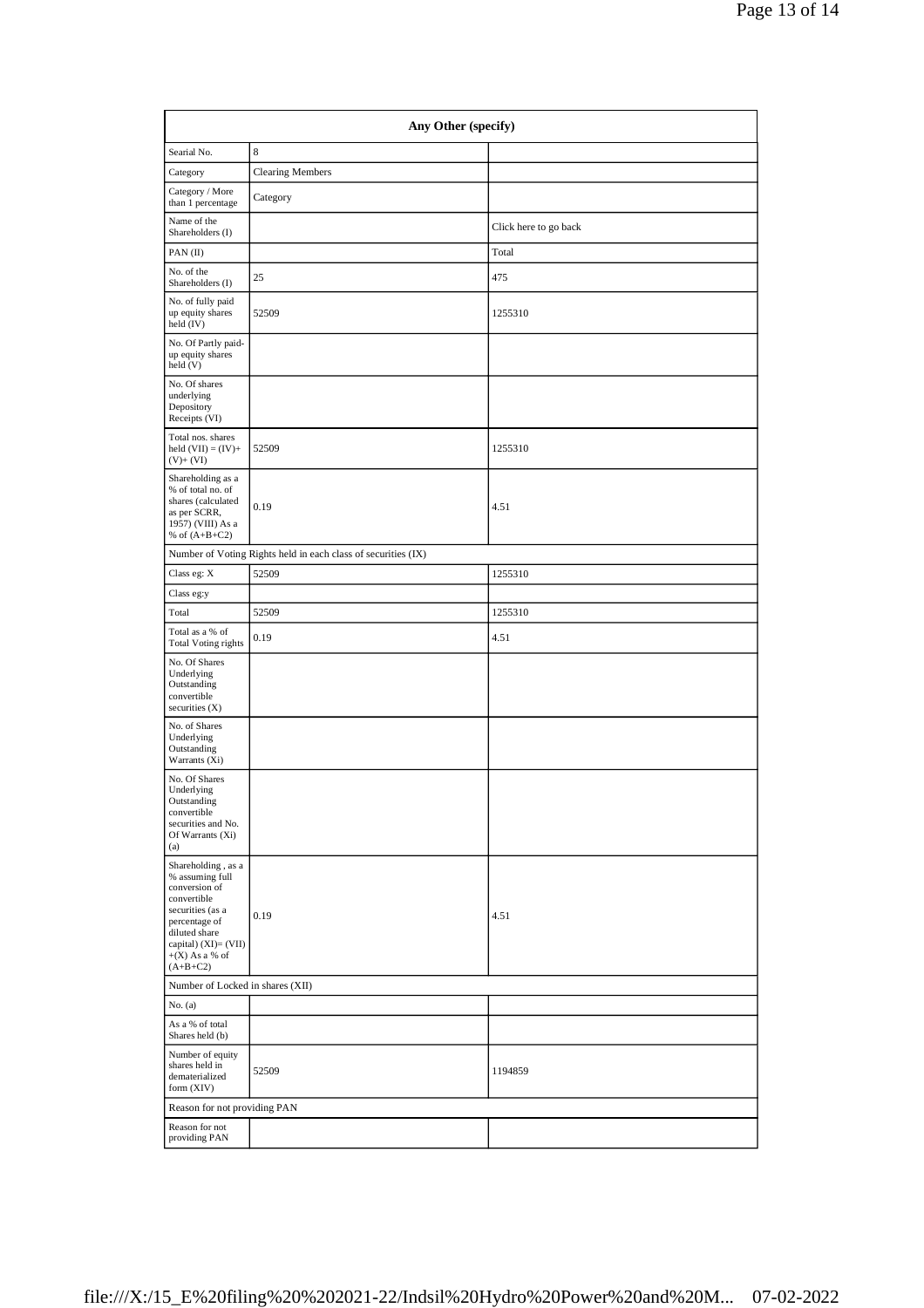| Any Other (specify) | | |
|---|---|---|
| Searial No. | 8 | |
| Category | Clearing Members | |
| Category / More than 1 percentage | Category | |
| Name of the Shareholders (I) | | Click here to go back |
| PAN (II) | | Total |
| No. of the Shareholders (I) | 25 | 475 |
| No. of fully paid up equity shares held (IV) | 52509 | 1255310 |
| No. Of Partly paid-up equity shares held (V) | | |
| No. Of shares underlying Depository Receipts (VI) | | |
| Total nos. shares held (VII) = (IV)+ (V)+ (VI) | 52509 | 1255310 |
| Shareholding as a % of total no. of shares (calculated as per SCRR, 1957) (VIII) As a % of (A+B+C2) | 0.19 | 4.51 |
| Number of Voting Rights held in each class of securities (IX) | | |
| Class eg: X | 52509 | 1255310 |
| Class eg:y | | |
| Total | 52509 | 1255310 |
| Total as a % of Total Voting rights | 0.19 | 4.51 |
| No. Of Shares Underlying Outstanding convertible securities (X) | | |
| No. of Shares Underlying Outstanding Warrants (Xi) | | |
| No. Of Shares Underlying Outstanding convertible securities and No. Of Warrants (Xi) (a) | | |
| Shareholding , as a % assuming full conversion of convertible securities (as a percentage of diluted share capital) (XI)= (VII) +(X) As a % of (A+B+C2) | 0.19 | 4.51 |
| Number of Locked in shares (XII) | | |
| No. (a) | | |
| As a % of total Shares held (b) | | |
| Number of equity shares held in dematerialized form (XIV) | 52509 | 1194859 |
| Reason for not providing PAN | | |
| Reason for not providing PAN | | |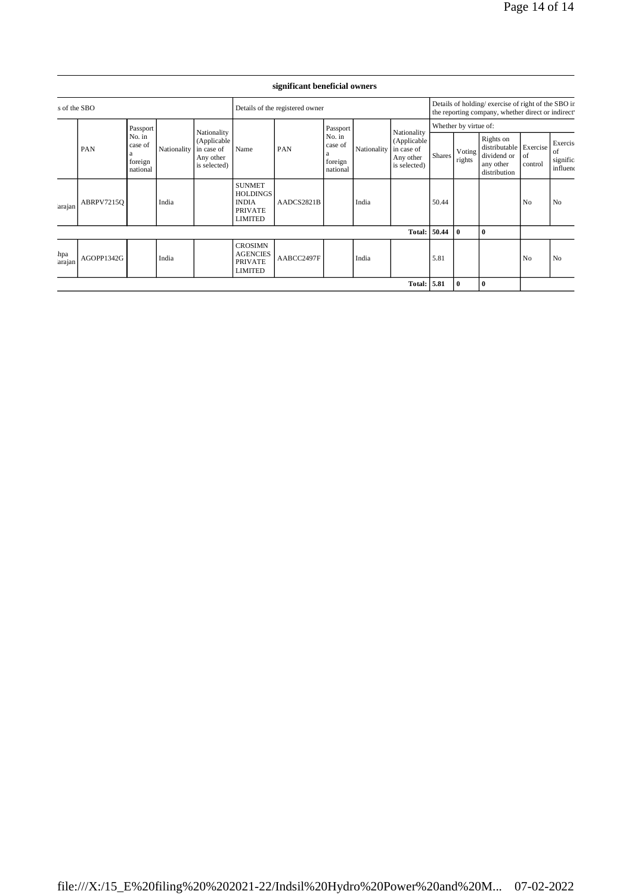**significant beneficial owners**

| s of the SBO | | | | | Details of the registered owner | | | | | Details of holding/ exercise of right of the SBO in the reporting company, whether direct or indirect | | | | |
|---|---|---|---|---|---|---|---|---|---|---|---|---|---|---|
| | | | | | | | | | | Whether by virtue of: | | | | |
| | PAN | Passport No. in case of a foreign national | Nationality | Nationality (Applicable in case of Any other is selected) | Name | PAN | Passport No. in case of a foreign national | Nationality | Nationality (Applicable in case of Any other is selected) | Shares | Voting rights | Rights on distributable dividend or any other distribution | Exercise of control | Exercis of signific influenc |
| larajan | ABRPV7215Q | | India | | SUNMET HOLDINGS INDIA PRIVATE LIMITED | AADCS2821B | | India | | 50.44 | | | No | No |
| | | | | | | | | | **Total:** | **50.44** | **0** | **0** | | |
| hpa larajan | AGOPP1342G | | India | | CROSIMN AGENCIES PRIVATE LIMITED | AABCC2497F | | India | | 5.81 | | | No | No |
| | | | | | | | | | **Total:** | **5.81** | **0** | **0** | | |

file:///X:/15_E%20filing%202021-22/Indsil%20Hydro%20Power%20and%20M... 07-02-2022